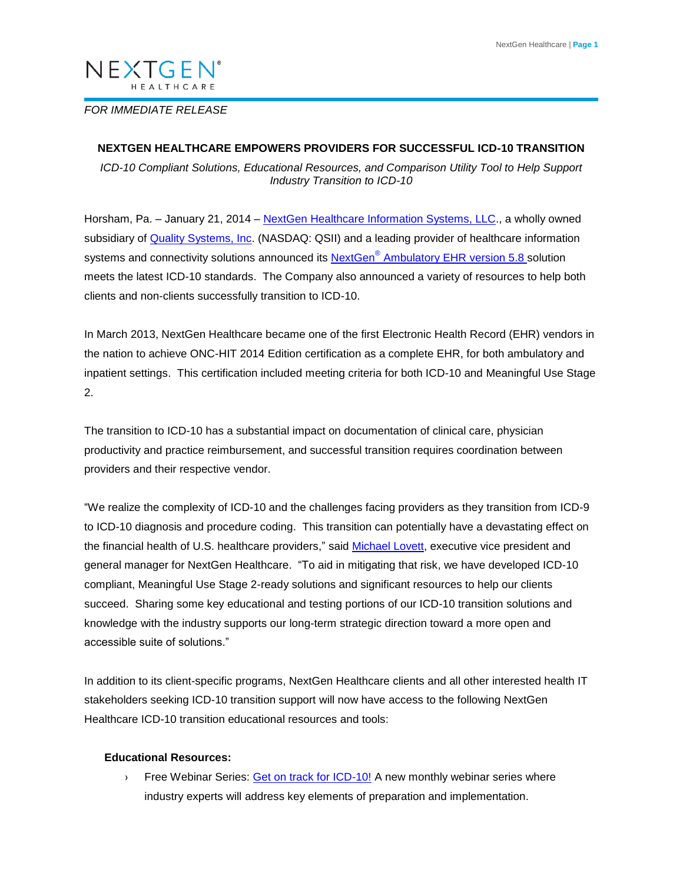NEXTGEN HEALTHCARE

*FOR IMMEDIATE RELEASE*

**NEXTGEN HEALTHCARE EMPOWERS PROVIDERS FOR SUCCESSFUL ICD-10 TRANSITION**

*ICD-10 Compliant Solutions, Educational Resources, and Comparison Utility Tool to Help Support Industry Transition to ICD-10*

Horsham, Pa. – January 21, 2014 – NextGen Healthcare Information Systems, LLC., a wholly owned subsidiary of Quality Systems, Inc. (NASDAQ: QSII) and a leading provider of healthcare information systems and connectivity solutions announced its NextGen® Ambulatory EHR version 5.8 solution meets the latest ICD-10 standards. The Company also announced a variety of resources to help both clients and non-clients successfully transition to ICD-10.

In March 2013, NextGen Healthcare became one of the first Electronic Health Record (EHR) vendors in the nation to achieve ONC-HIT 2014 Edition certification as a complete EHR, for both ambulatory and inpatient settings. This certification included meeting criteria for both ICD-10 and Meaningful Use Stage 2.

The transition to ICD-10 has a substantial impact on documentation of clinical care, physician productivity and practice reimbursement, and successful transition requires coordination between providers and their respective vendor.

"We realize the complexity of ICD-10 and the challenges facing providers as they transition from ICD-9 to ICD-10 diagnosis and procedure coding. This transition can potentially have a devastating effect on the financial health of U.S. healthcare providers," said Michael Lovett, executive vice president and general manager for NextGen Healthcare. "To aid in mitigating that risk, we have developed ICD-10 compliant, Meaningful Use Stage 2-ready solutions and significant resources to help our clients succeed. Sharing some key educational and testing portions of our ICD-10 transition solutions and knowledge with the industry supports our long-term strategic direction toward a more open and accessible suite of solutions."

In addition to its client-specific programs, NextGen Healthcare clients and all other interested health IT stakeholders seeking ICD-10 transition support will now have access to the following NextGen Healthcare ICD-10 transition educational resources and tools:

**Educational Resources:**

- Free Webinar Series: Get on track for ICD-10! A new monthly webinar series where industry experts will address key elements of preparation and implementation.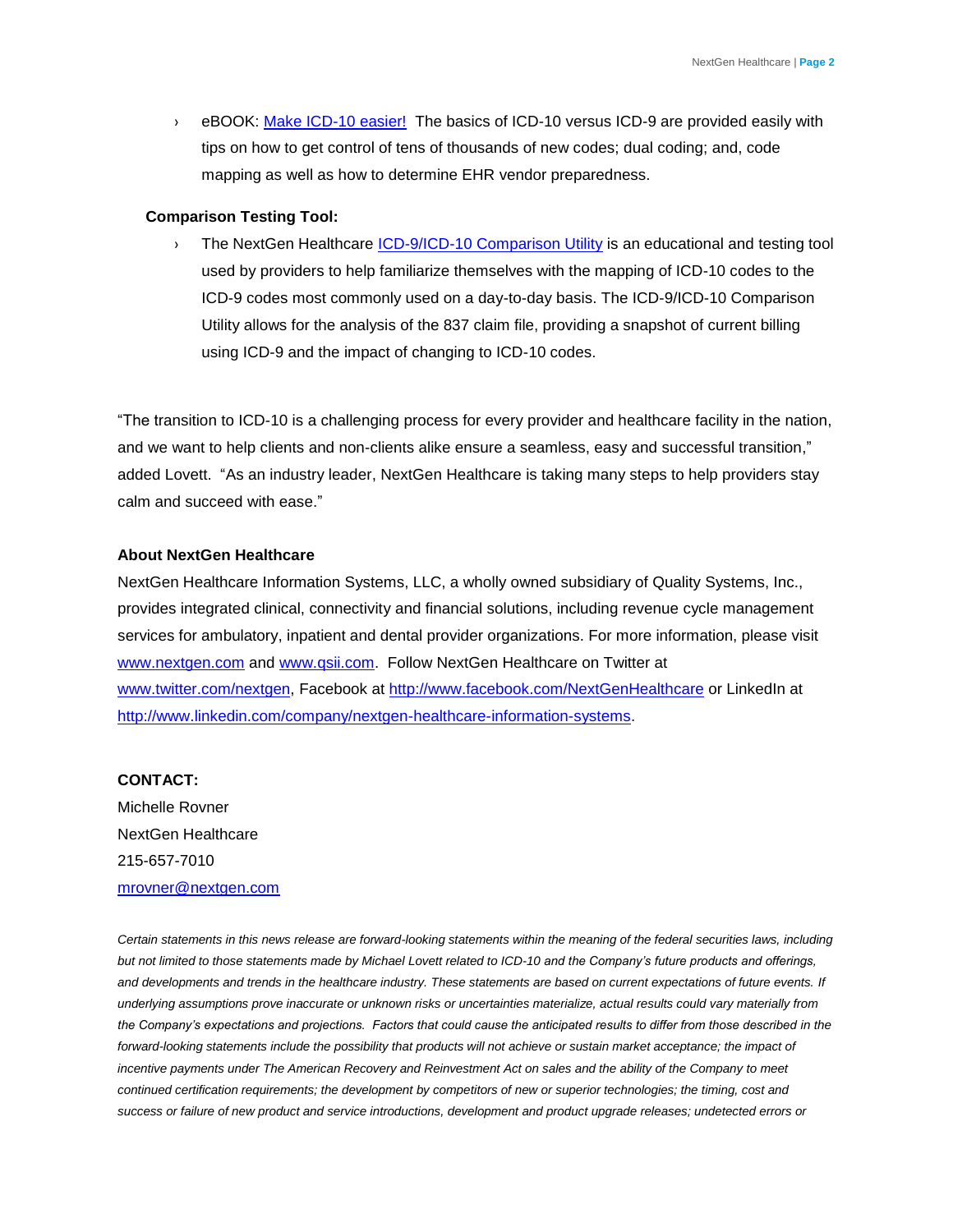- eBOOK: Make ICD-10 easier! The basics of ICD-10 versus ICD-9 are provided easily with tips on how to get control of tens of thousands of new codes; dual coding; and, code mapping as well as how to determine EHR vendor preparedness.

**Comparison Testing Tool:**

- The NextGen Healthcare ICD-9/ICD-10 Comparison Utility is an educational and testing tool used by providers to help familiarize themselves with the mapping of ICD-10 codes to the ICD-9 codes most commonly used on a day-to-day basis. The ICD-9/ICD-10 Comparison Utility allows for the analysis of the 837 claim file, providing a snapshot of current billing using ICD-9 and the impact of changing to ICD-10 codes.

"The transition to ICD-10 is a challenging process for every provider and healthcare facility in the nation, and we want to help clients and non-clients alike ensure a seamless, easy and successful transition," added Lovett. "As an industry leader, NextGen Healthcare is taking many steps to help providers stay calm and succeed with ease."

**About NextGen Healthcare**

NextGen Healthcare Information Systems, LLC, a wholly owned subsidiary of Quality Systems, Inc., provides integrated clinical, connectivity and financial solutions, including revenue cycle management services for ambulatory, inpatient and dental provider organizations. For more information, please visit www.nextgen.com and www.qsii.com. Follow NextGen Healthcare on Twitter at www.twitter.com/nextgen, Facebook at http://www.facebook.com/NextGenHealthcare or LinkedIn at http://www.linkedin.com/company/nextgen-healthcare-information-systems.

**CONTACT:**

Michelle Rovner
NextGen Healthcare
215-657-7010
mrovner@nextgen.com

*Certain statements in this news release are forward-looking statements within the meaning of the federal securities laws, including but not limited to those statements made by Michael Lovett related to ICD-10 and the Company's future products and offerings, and developments and trends in the healthcare industry. These statements are based on current expectations of future events. If underlying assumptions prove inaccurate or unknown risks or uncertainties materialize, actual results could vary materially from the Company's expectations and projections. Factors that could cause the anticipated results to differ from those described in the forward-looking statements include the possibility that products will not achieve or sustain market acceptance; the impact of incentive payments under The American Recovery and Reinvestment Act on sales and the ability of the Company to meet continued certification requirements; the development by competitors of new or superior technologies; the timing, cost and success or failure of new product and service introductions, development and product upgrade releases; undetected errors or*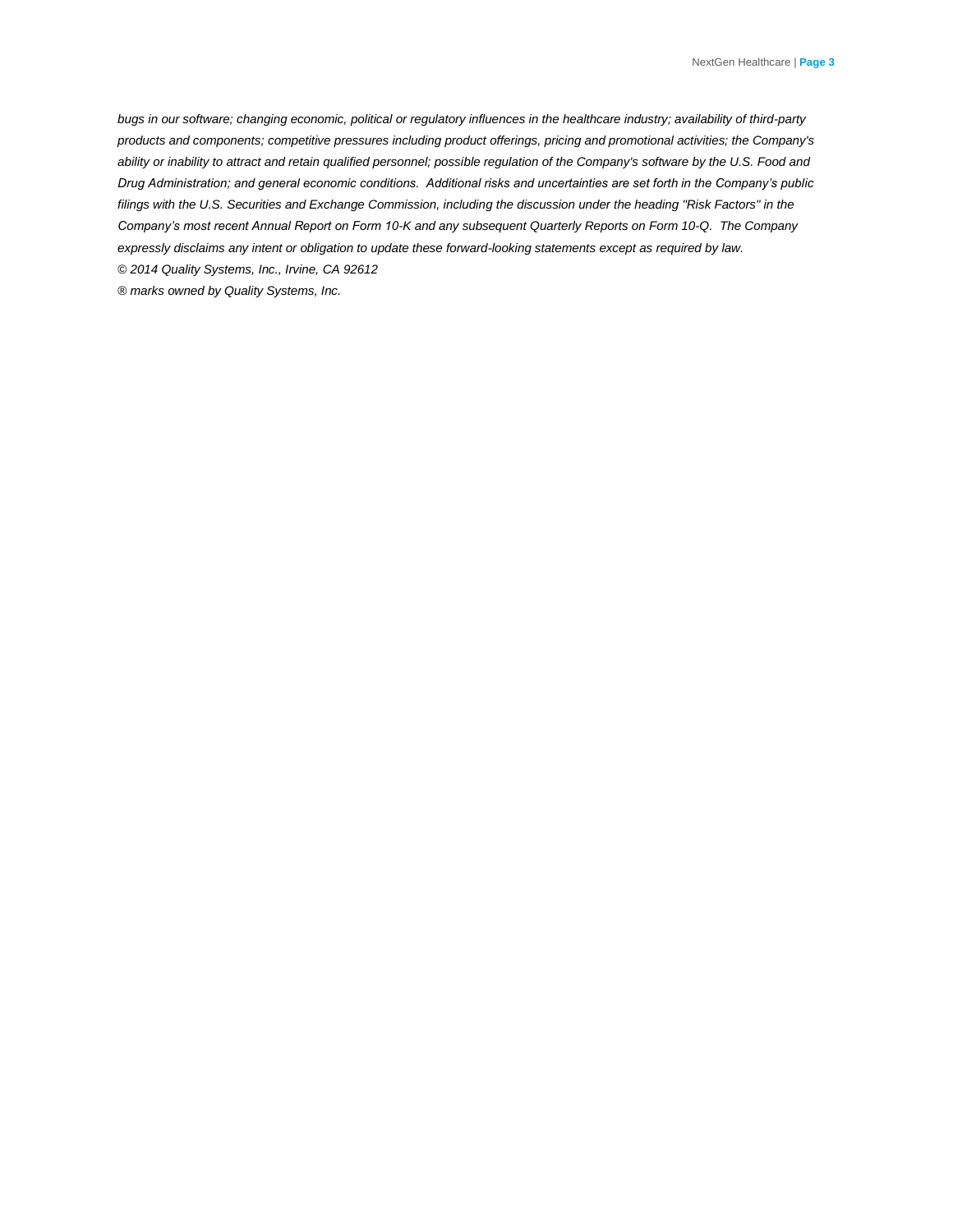*bugs in our software; changing economic, political or regulatory influences in the healthcare industry; availability of third-party products and components; competitive pressures including product offerings, pricing and promotional activities; the Company's ability or inability to attract and retain qualified personnel; possible regulation of the Company's software by the U.S. Food and Drug Administration; and general economic conditions. Additional risks and uncertainties are set forth in the Company's public filings with the U.S. Securities and Exchange Commission, including the discussion under the heading "Risk Factors" in the Company's most recent Annual Report on Form 10-K and any subsequent Quarterly Reports on Form 10-Q. The Company expressly disclaims any intent or obligation to update these forward-looking statements except as required by law.*

*© 2014 Quality Systems, Inc., Irvine, CA 92612*

*® marks owned by Quality Systems, Inc.*